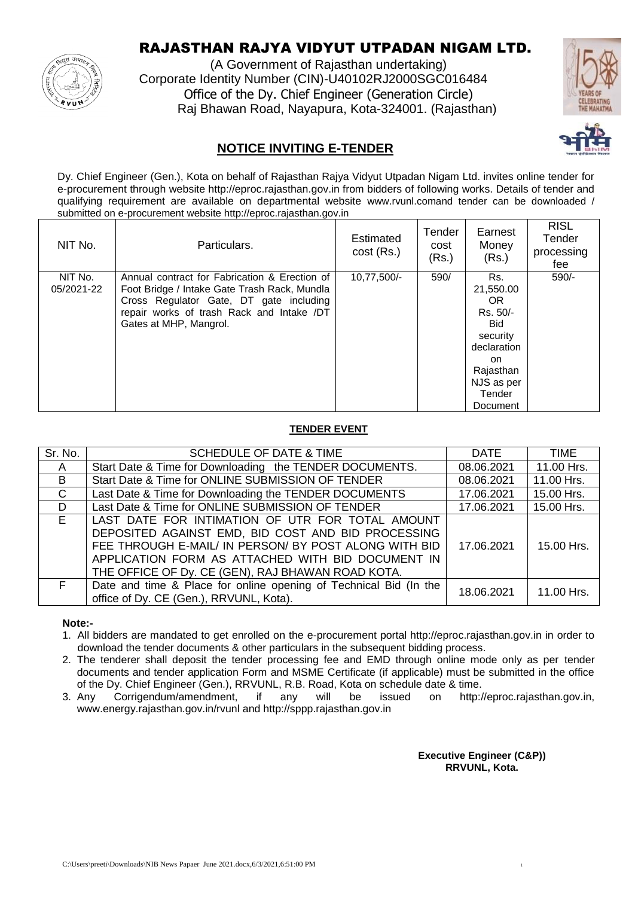# RAJASTHAN RAJYA VIDYUT UTPADAN NIGAM LTD.

(A Government of Rajasthan undertaking)
Corporate Identity Number (CIN)-U40102RJ2000SGC016484
Office of the Dy. Chief Engineer (Generation Circle)
Raj Bhawan Road, Nayapura, Kota-324001. (Rajasthan)

## NOTICE INVITING E-TENDER

Dy. Chief Engineer (Gen.), Kota on behalf of Rajasthan Rajya Vidyut Utpadan Nigam Ltd. invites online tender for e-procurement through website http://eproc.rajasthan.gov.in from bidders of following works. Details of tender and qualifying requirement are available on departmental website www.rvunl.comand tender can be downloaded / submitted on e-procurement website http://eproc.rajasthan.gov.in

| NIT No. | Particulars. | Estimated cost (Rs.) | Tender cost (Rs.) | Earnest Money (Rs.) | RISL Tender processing fee |
|---|---|---|---|---|---|
| NIT No. 05/2021-22 | Annual contract for Fabrication & Erection of Foot Bridge / Intake Gate Trash Rack, Mundla Cross Regulator Gate, DT gate including repair works of trash Rack and Intake /DT Gates at MHP, Mangrol. | 10,77,500/- | 590/ | Rs. 21,550.00 OR Rs. 50/- Bid security declaration on Rajasthan NJS as per Tender Document | 590/- |

### TENDER EVENT

| Sr. No. | SCHEDULE OF DATE & TIME | DATE | TIME |
|---|---|---|---|
| A | Start Date & Time for Downloading the TENDER DOCUMENTS. | 08.06.2021 | 11.00 Hrs. |
| B | Start Date & Time for ONLINE SUBMISSION OF TENDER | 08.06.2021 | 11.00 Hrs. |
| C | Last Date & Time for Downloading the TENDER DOCUMENTS | 17.06.2021 | 15.00 Hrs. |
| D | Last Date & Time for ONLINE SUBMISSION OF TENDER | 17.06.2021 | 15.00 Hrs. |
| E | LAST DATE FOR INTIMATION OF UTR FOR TOTAL AMOUNT DEPOSITED AGAINST EMD, BID COST AND BID PROCESSING FEE THROUGH E-MAIL/ IN PERSON/ BY POST ALONG WITH BID APPLICATION FORM AS ATTACHED WITH BID DOCUMENT IN THE OFFICE OF Dy. CE (GEN), RAJ BHAWAN ROAD KOTA. | 17.06.2021 | 15.00 Hrs. |
| F | Date and time & Place for online opening of Technical Bid (In the office of Dy. CE (Gen.), RRVUNL, Kota). | 18.06.2021 | 11.00 Hrs. |

**Note:-**

1. All bidders are mandated to get enrolled on the e-procurement portal http://eproc.rajasthan.gov.in in order to download the tender documents & other particulars in the subsequent bidding process.
2. The tenderer shall deposit the tender processing fee and EMD through online mode only as per tender documents and tender application Form and MSME Certificate (if applicable) must be submitted in the office of the Dy. Chief Engineer (Gen.), RRVUNL, R.B. Road, Kota on schedule date & time.
3. Any Corrigendum/amendment, if any will be issued on http://eproc.rajasthan.gov.in, www.energy.rajasthan.gov.in/rvunl and http://sppp.rajasthan.gov.in

**Executive Engineer (C&P))**
**RRVUNL, Kota.**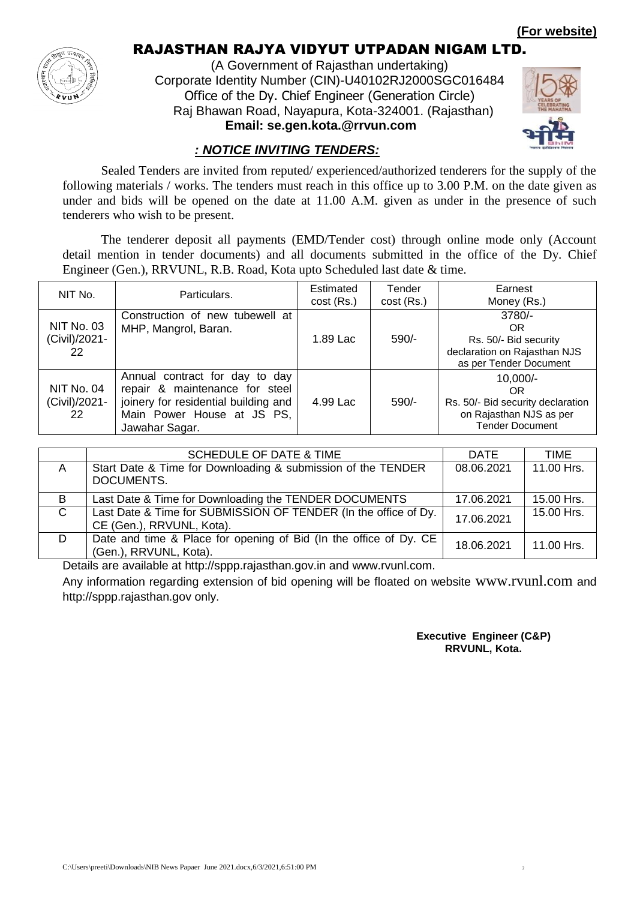**(For website)**

# RAJASTHAN RAJYA VIDYUT UTPADAN NIGAM LTD.

(A Government of Rajasthan undertaking)
Corporate Identity Number (CIN)-U40102RJ2000SGC016484
Office of the Dy. Chief Engineer (Generation Circle)
Raj Bhawan Road, Nayapura, Kota-324001. (Rajasthan)
**Email: se.gen.kota.@rrvun.com**

## *: NOTICE INVITING TENDERS:*

Sealed Tenders are invited from reputed/ experienced/authorized tenderers for the supply of the following materials / works. The tenders must reach in this office up to 3.00 P.M. on the date given as under and bids will be opened on the date at 11.00 A.M. given as under in the presence of such tenderers who wish to be present.

The tenderer deposit all payments (EMD/Tender cost) through online mode only (Account detail mention in tender documents) and all documents submitted in the office of the Dy. Chief Engineer (Gen.), RRVUNL, R.B. Road, Kota upto Scheduled last date & time.

| NIT No. | Particulars. | Estimated cost (Rs.) | Tender cost (Rs.) | Earnest Money (Rs.) |
|---|---|---|---|---|
| NIT No. 03 (Civil)/2021-22 | Construction of new tubewell at MHP, Mangrol, Baran. | 1.89 Lac | 590/- | 3780/- OR Rs. 50/- Bid security declaration on Rajasthan NJS as per Tender Document |
| NIT No. 04 (Civil)/2021-22 | Annual contract for day to day repair & maintenance for steel joinery for residential building and Main Power House at JS PS, Jawahar Sagar. | 4.99 Lac | 590/- | 10,000/- OR Rs. 50/- Bid security declaration on Rajasthan NJS as per Tender Document |

| | SCHEDULE OF DATE & TIME | DATE | TIME |
|---|---|---|---|
| A | Start Date & Time for Downloading & submission of the TENDER DOCUMENTS. | 08.06.2021 | 11.00 Hrs. |
| B | Last Date & Time for Downloading the TENDER DOCUMENTS | 17.06.2021 | 15.00 Hrs. |
| C | Last Date & Time for SUBMISSION OF TENDER (In the office of Dy. CE (Gen.), RRVUNL, Kota). | 17.06.2021 | 15.00 Hrs. |
| D | Date and time & Place for opening of Bid (In the office of Dy. CE (Gen.), RRVUNL, Kota). | 18.06.2021 | 11.00 Hrs. |

Details are available at http://sppp.rajasthan.gov.in and www.rvunl.com.

Any information regarding extension of bid opening will be floated on website www.rvunl.com and http://sppp.rajasthan.gov only.

**Executive Engineer (C&P)**
**RRVUNL, Kota.**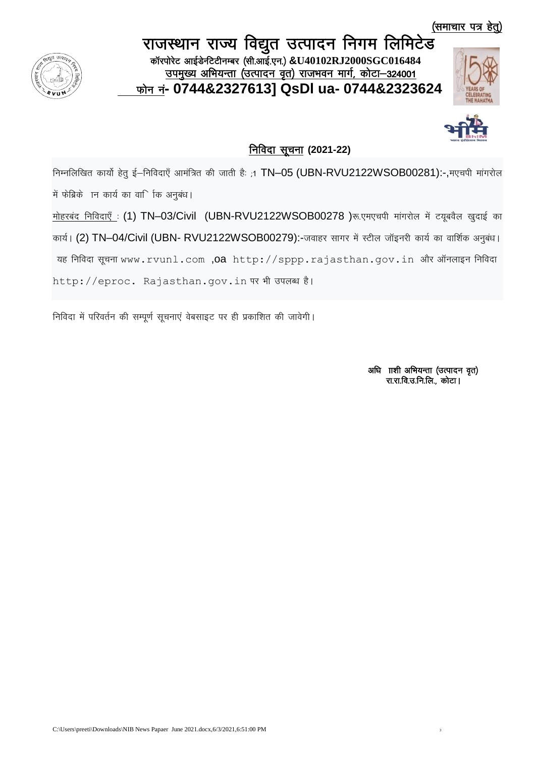(समाचार पत्र हेतु)

# राजस्थान राज्य विद्युत उत्पादन निगम लिमिटेड

**कॉरपोरेट आईडेनटिटीनम्बर (सी.आई.एन.) &U40102RJ2000SGC016484**

**उपमुख्य अभियन्ता (उत्पादन वृत) राजभवन मार्ग, कोटा–324001**

**फोन नं- 0744&2327613] QsDl ua- 0744&2323624**

## निविदा सूचना (2021-22)

निम्नलिखित कार्यो हेतु ई–निविदाएँ आमंत्रित की जाती हैः ;1 TN–05 (UBN-RVU2122WSOB00281):-,मएचपी मांगरोल में फेब्रिके ान कार्य का वा ि िक अनुबंध।

मोहरबंद निविदाएँ : (1) TN–03/Civil (UBN-RVU2122WSOB00278 )रू.एमएचपी मांगरोल में टयूबवैल खुदाई का कार्य। (2) TN–04/Civil (UBN- RVU2122WSOB00279):-जवाहर सागर में स्टील जॉइनरी कार्य का वार्शिक अनुबंध। यह निविदा सूचना www.rvunl.com ,oa http://sppp.rajasthan.gov.in और ऑनलाइन निविदा http://eproc. Rajasthan.gov.in पर भी उपलब्ध है।

निविदा में परिवर्तन की सम्पूर्ण सूचनाएं वेबसाइट पर ही प्रकाशित की जावेगी।

**अधि ाशी अभियन्ता (उत्पादन वृत)**
**रा.रा.वि.उ.नि.लि., कोटा।**

C:\Users\preeti\Downloads\NIB News Papaer June 2021.docx,6/3/2021,6:51:00 PM